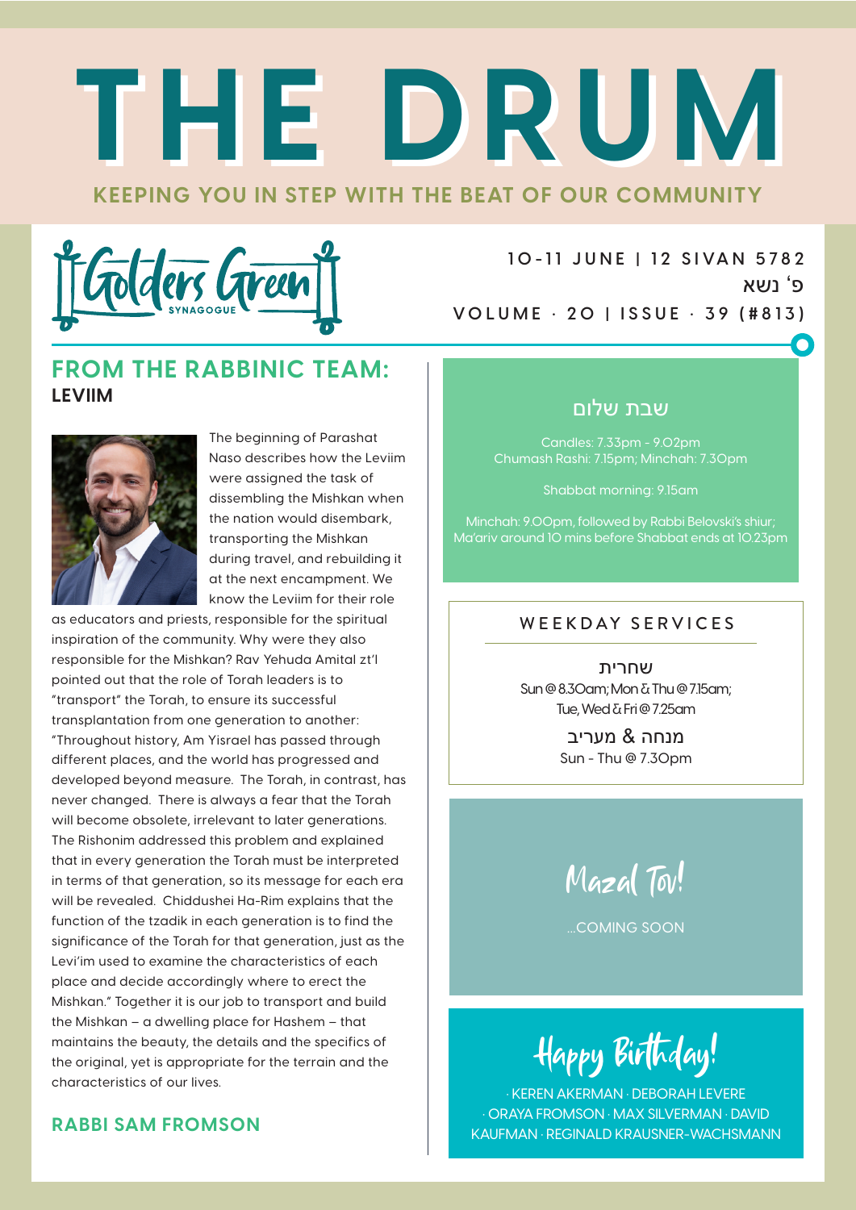# THE DRUM

**KEEPING YOU IN STEP WITH THE BEAT OF OUR COMMUNITY**

Golders Green Synagogue

10-11 JUNE | 12 SIVAN 5782

פ' נשא

VOLUME · 20 | ISSUE · 39 (#813)

## FROM THE RABBINIC TEAM:

### LEVIIM

The beginning of Parashat Naso describes how the Leviim were assigned the task of dissembling the Mishkan when the nation would disembark, transporting the Mishkan during travel, and rebuilding it at the next encampment. We know the Leviim for their role as educators and priests, responsible for the spiritual inspiration of the community. Why were they also responsible for the Mishkan? Rav Yehuda Amital zt'l pointed out that the role of Torah leaders is to "transport" the Torah, to ensure its successful transplantation from one generation to another: "Throughout history, Am Yisrael has passed through different places, and the world has progressed and developed beyond measure. The Torah, in contrast, has never changed. There is always a fear that the Torah will become obsolete, irrelevant to later generations. The Rishonim addressed this problem and explained that in every generation the Torah must be interpreted in terms of that generation, so its message for each era will be revealed. Chiddushei Ha-Rim explains that the function of the tzadik in each generation is to find the significance of the Torah for that generation, just as the Levi'im used to examine the characteristics of each place and decide accordingly where to erect the Mishkan." Together it is our job to transport and build the Mishkan – a dwelling place for Hashem – that maintains the beauty, the details and the specifics of the original, yet is appropriate for the terrain and the characteristics of our lives.

**RABBI SAM FROMSON**

## שבת שלום

Candles: 7.33pm - 9.02pm
Chumash Rashi: 7.15pm; Minchah: 7.30pm

Shabbat morning: 9.15am

Minchah: 9.00pm, followed by Rabbi Belovski's shiur; Ma'ariv around 10 mins before Shabbat ends at 10.23pm

## WEEKDAY SERVICES

**שחרית**
Sun @ 8.30am; Mon & Thu @ 7.15am; Tue, Wed & Fri @ 7.25am

**מנחה & מעריב**
Sun - Thu @ 7.30pm

## Mazal Tov!

...COMING SOON

## Happy Birthday!

· KEREN AKERMAN · DEBORAH LEVERE · ORAYA FROMSON · MAX SILVERMAN · DAVID KAUFMAN · REGINALD KRAUSNER-WACHSMANN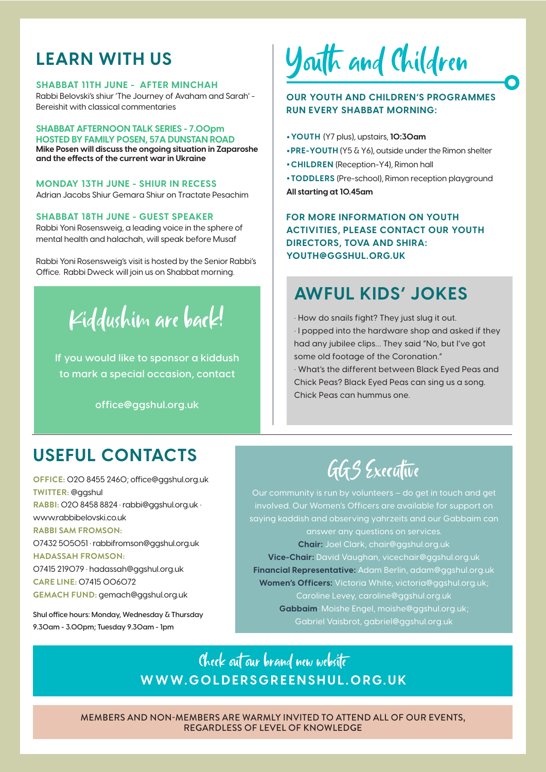## LEARN WITH US

**SHABBAT 11TH JUNE - AFTER MINCHAH**
Rabbi Belovski's shiur 'The Journey of Avaham and Sarah' - Bereishit with classical commentaries

**SHABBAT AFTERNOON TALK SERIES - 7.00pm**
**HOSTED BY FAMILY POSEN, 57A DUNSTAN ROAD**
**Mike Posen will discuss the ongoing situation in Zaparoshe and the effects of the current war in Ukraine**

**MONDAY 13TH JUNE - SHIUR IN RECESS**
Adrian Jacobs Shiur Gemara Shiur on Tractate Pesachim

**SHABBAT 18TH JUNE - GUEST SPEAKER**
Rabbi Yoni Rosensweig, a leading voice in the sphere of mental health and halachah, will speak before Musaf

Rabbi Yoni Rosensweig's visit is hosted by the Senior Rabbi's Office. Rabbi Dweck will join us on Shabbat morning.

## Kiddushim are back!

If you would like to sponsor a kiddush to mark a special occasion, contact

office@ggshul.org.uk

## Youth and Children

**OUR YOUTH AND CHILDREN'S PROGRAMMES RUN EVERY SHABBAT MORNING:**

- **YOUTH** (Y7 plus), upstairs, **10:30am**
- **PRE-YOUTH** (Y5 & Y6), outside under the Rimon shelter
- **CHILDREN** (Reception-Y4), Rimon hall
- **TODDLERS** (Pre-school), Rimon reception playground

**All starting at 10.45am**

**FOR MORE INFORMATION ON YOUTH ACTIVITIES, PLEASE CONTACT OUR YOUTH DIRECTORS, TOVA AND SHIRA: YOUTH@GGSHUL.ORG.UK**

## AWFUL KIDS' JOKES

· How do snails fight? They just slug it out.
· I popped into the hardware shop and asked if they had any jubilee clips... They said "No, but I've got some old footage of the Coronation."
· What's the different between Black Eyed Peas and Chick Peas? Black Eyed Peas can sing us a song. Chick Peas can hummus one.

## USEFUL CONTACTS

**OFFICE:** 020 8455 2460; office@ggshul.org.uk
**TWITTER:** @ggshul
**RABBI:** 020 8458 8824 · rabbi@ggshul.org.uk · www.rabbibelovski.co.uk
**RABBI SAM FROMSON:**
07432 505051 · rabbifromson@ggshul.org.uk
**HADASSAH FROMSON:**
07415 219079 · hadassah@ggshul.org.uk
**CARE LINE:** 07415 006072
**GEMACH FUND:** gemach@ggshul.org.uk

Shul office hours: Monday, Wednesday & Thursday 9.30am - 3.00pm; Tuesday 9.30am - 1pm

## GGS Executive

Our community is run by volunteers – do get in touch and get involved. Our Women's Officers are available for support on saying kaddish and observing yahrzeits and our Gabbaim can answer any questions on services.

**Chair:** Joel Clark, chair@ggshul.org.uk
**Vice-Chair:** David Vaughan, vicechair@ggshul.org.uk
**Financial Representative:** Adam Berlin, adam@ggshul.org.uk
**Women's Officers:** Victoria White, victoria@ggshul.org.uk; Caroline Levey, caroline@ggshul.org.uk
**Gabbaim**: Moishe Engel, moishe@ggshul.org.uk; Gabriel Vaisbrot, gabriel@ggshul.org.uk

Check out our brand new website
**WWW.GOLDERSGREENSHUL.ORG.UK**

MEMBERS AND NON-MEMBERS ARE WARMLY INVITED TO ATTEND ALL OF OUR EVENTS, REGARDLESS OF LEVEL OF KNOWLEDGE